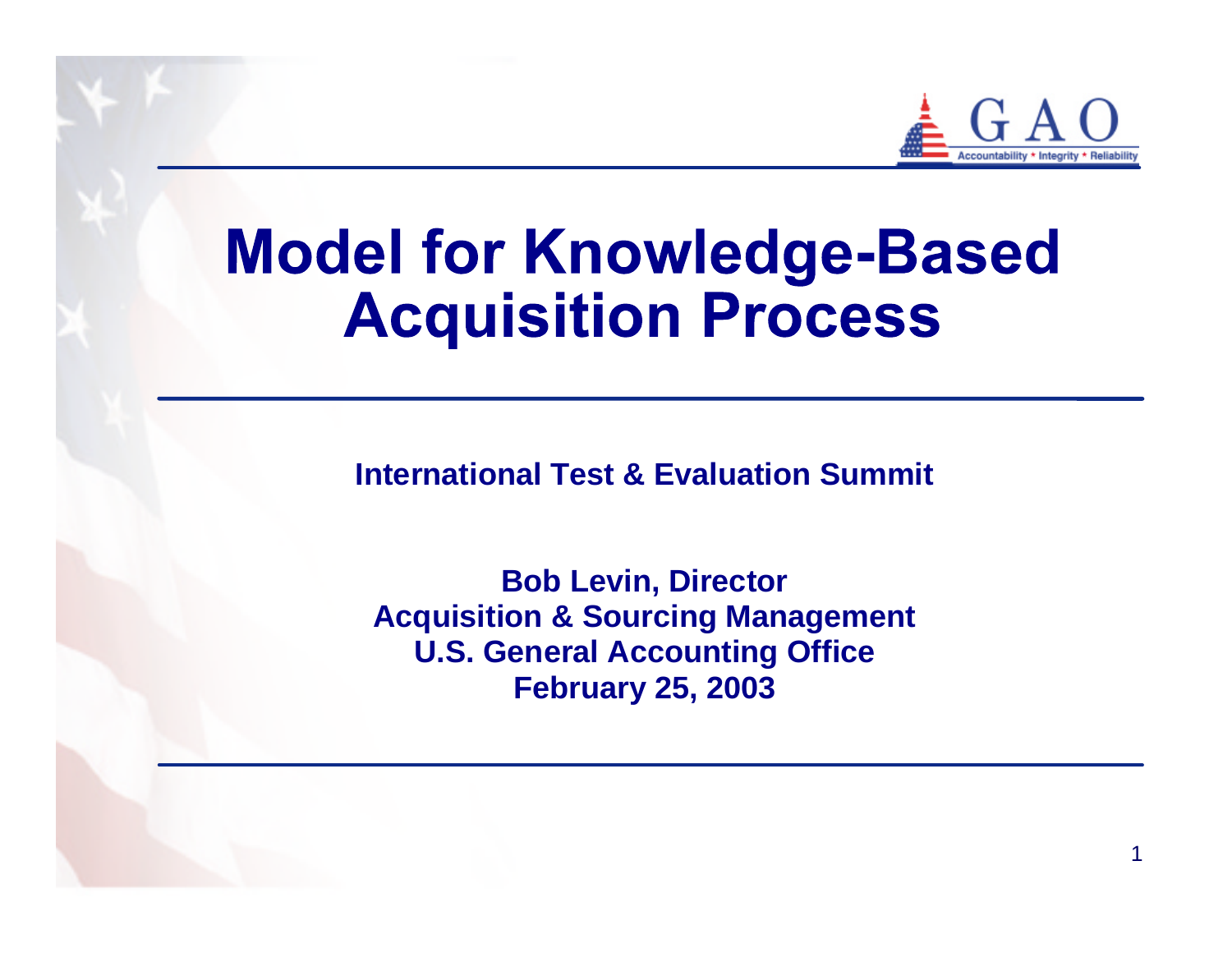# Model for Knowledge-Based Acquisition Process

**International Test & Evaluation Summit**

**Bob Levin, Director**
**Acquisition & Sourcing Management**
**U.S. General Accounting Office**
**February 25, 2003**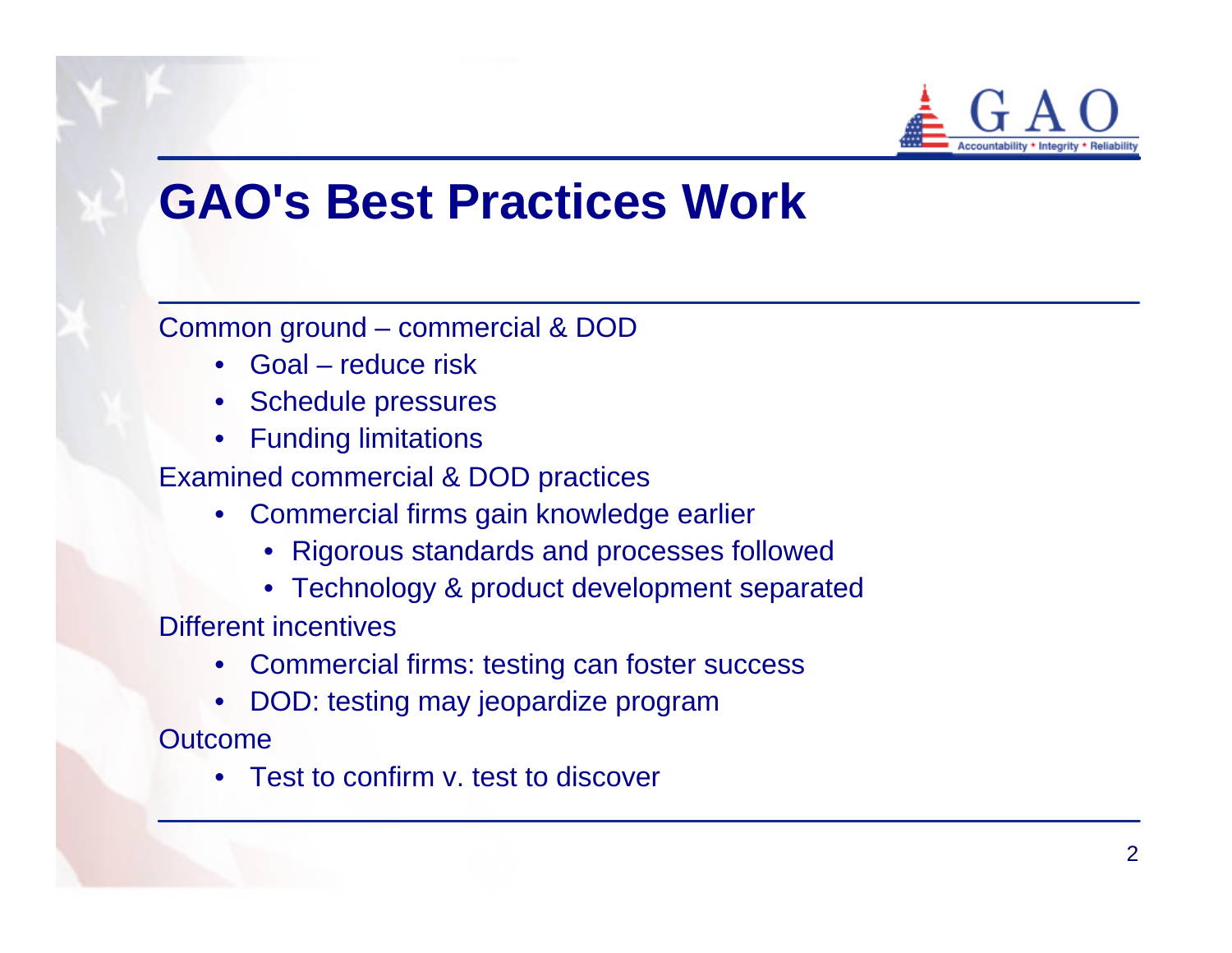# GAO's Best Practices Work

Common ground – commercial & DOD

- Goal – reduce risk
- Schedule pressures
- Funding limitations

Examined commercial & DOD practices

- Commercial firms gain knowledge earlier
    - Rigorous standards and processes followed
    - Technology & product development separated

Different incentives

- Commercial firms: testing can foster success
- DOD: testing may jeopardize program

Outcome

- Test to confirm v. test to discover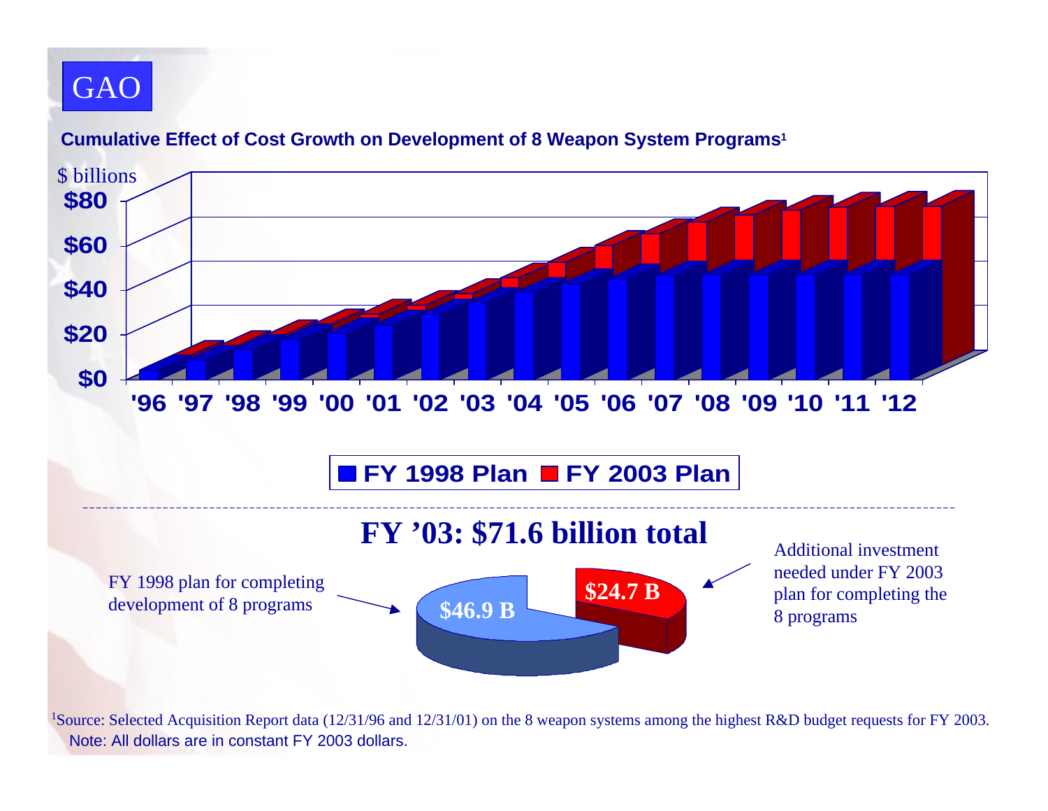GAO

**Cumulative Effect of Cost Growth on Development of 8 Weapon System Programs**[1]

$ billions

$80
$60
$40
$20
$0

'96 '97 '98 '99 '00 '01 '02 '03 '04 '05 '06 '07 '08 '09 '10 '11 '12

**FY 1998 Plan** **FY 2003 Plan**

## FY ’03: $71.6 billion total

FY 1998 plan for completing development of 8 programs

**$46.9 B**

**$24.7 B**

Additional investment needed under FY 2003 plan for completing the 8 programs

[1]Source: Selected Acquisition Report data (12/31/96 and 12/31/01) on the 8 weapon systems among the highest R&D budget requests for FY 2003.

Note: All dollars are in constant FY 2003 dollars.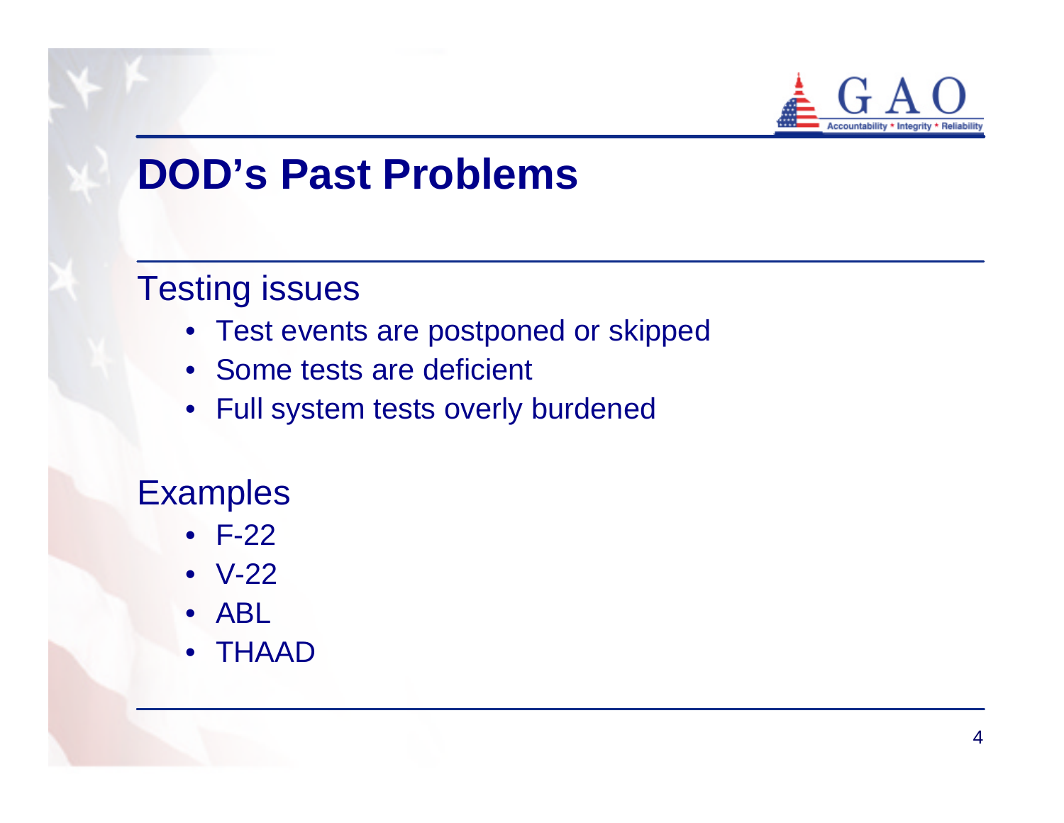# DOD's Past Problems

## Testing issues

- Test events are postponed or skipped
- Some tests are deficient
- Full system tests overly burdened

## Examples

- F-22
- V-22
- ABL
- THAAD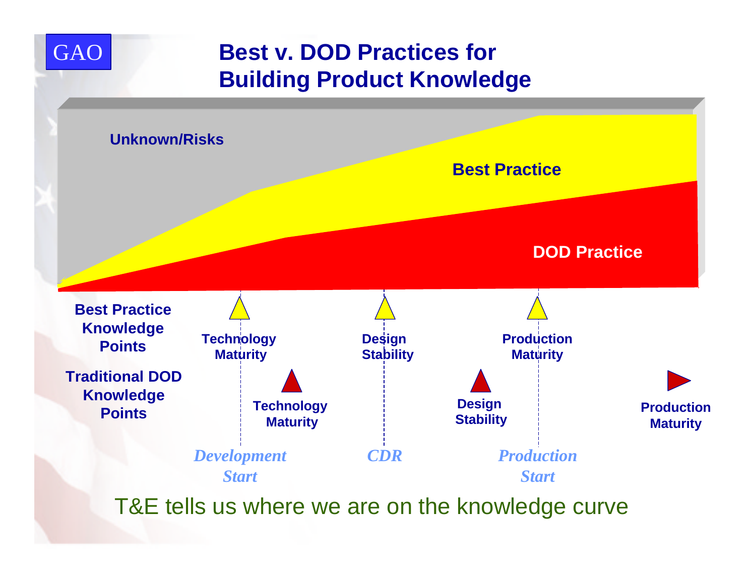GAO

# Best v. DOD Practices for Building Product Knowledge

Unknown/Risks

Best Practice

DOD Practice

**Best Practice Knowledge Points**

- Technology Maturity
- Design Stability
- Production Maturity

**Traditional DOD Knowledge Points**

- Technology Maturity
- Design Stability
- Production Maturity

*Development Start* | *CDR* | *Production Start*

T&E tells us where we are on the knowledge curve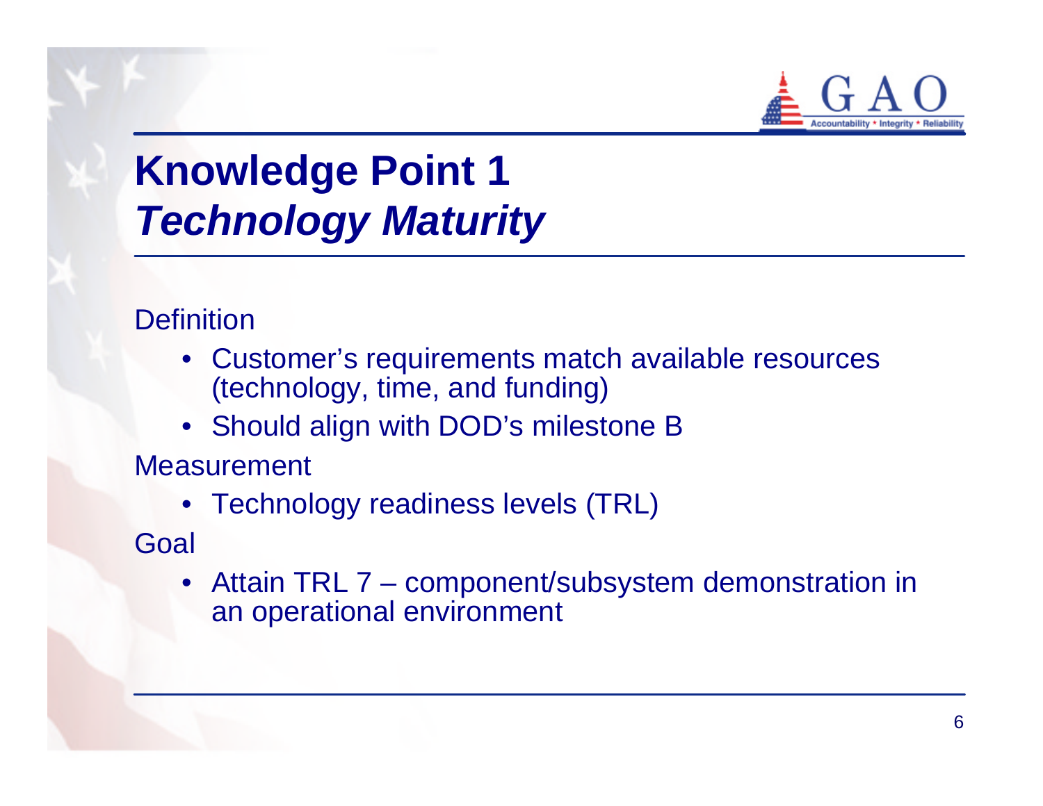# Knowledge Point 1
## *Technology Maturity*

Definition

- Customer's requirements match available resources (technology, time, and funding)
- Should align with DOD's milestone B

Measurement

- Technology readiness levels (TRL)

Goal

- Attain TRL 7 – component/subsystem demonstration in an operational environment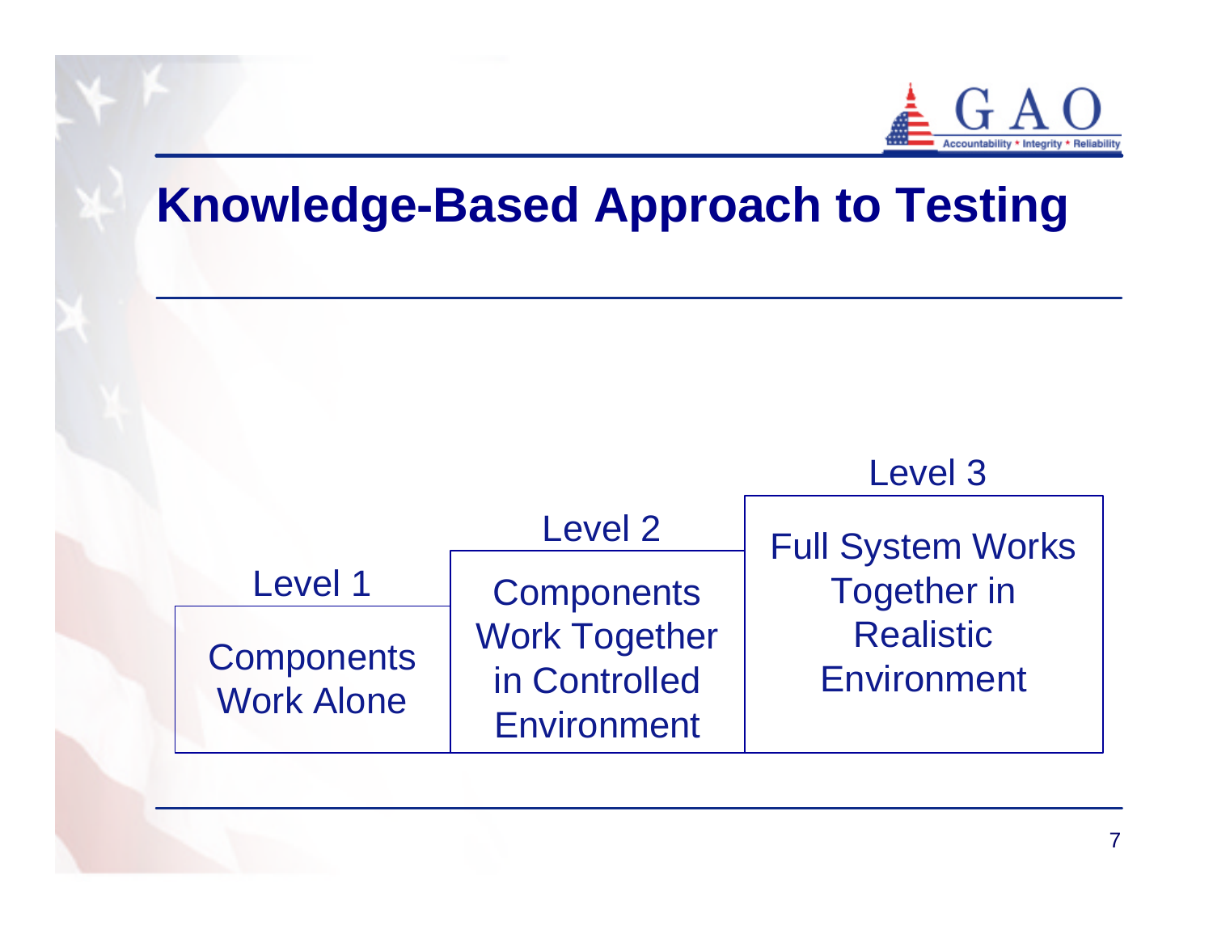# Knowledge-Based Approach to Testing

| Level 1 | Level 2 | Level 3 |
| --- | --- | --- |
| Components Work Alone | Components Work Together in Controlled Environment | Full System Works Together in Realistic Environment |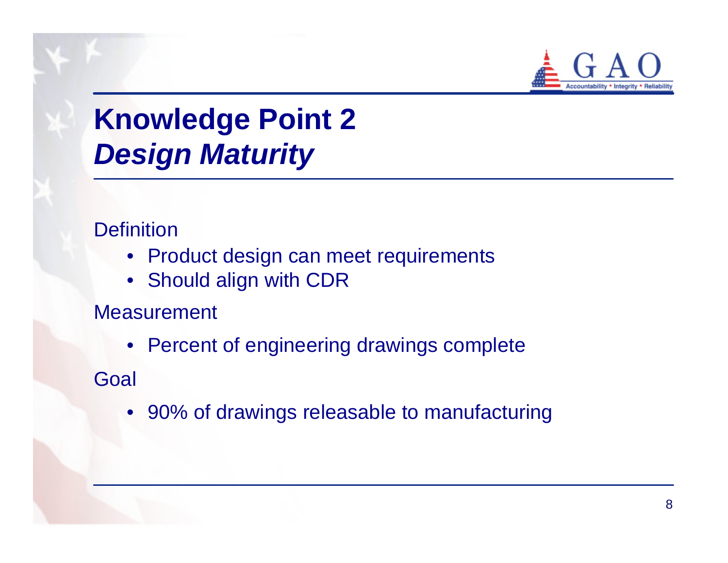# Knowledge Point 2
## *Design Maturity*

Definition

- Product design can meet requirements
- Should align with CDR

Measurement

- Percent of engineering drawings complete

Goal

- 90% of drawings releasable to manufacturing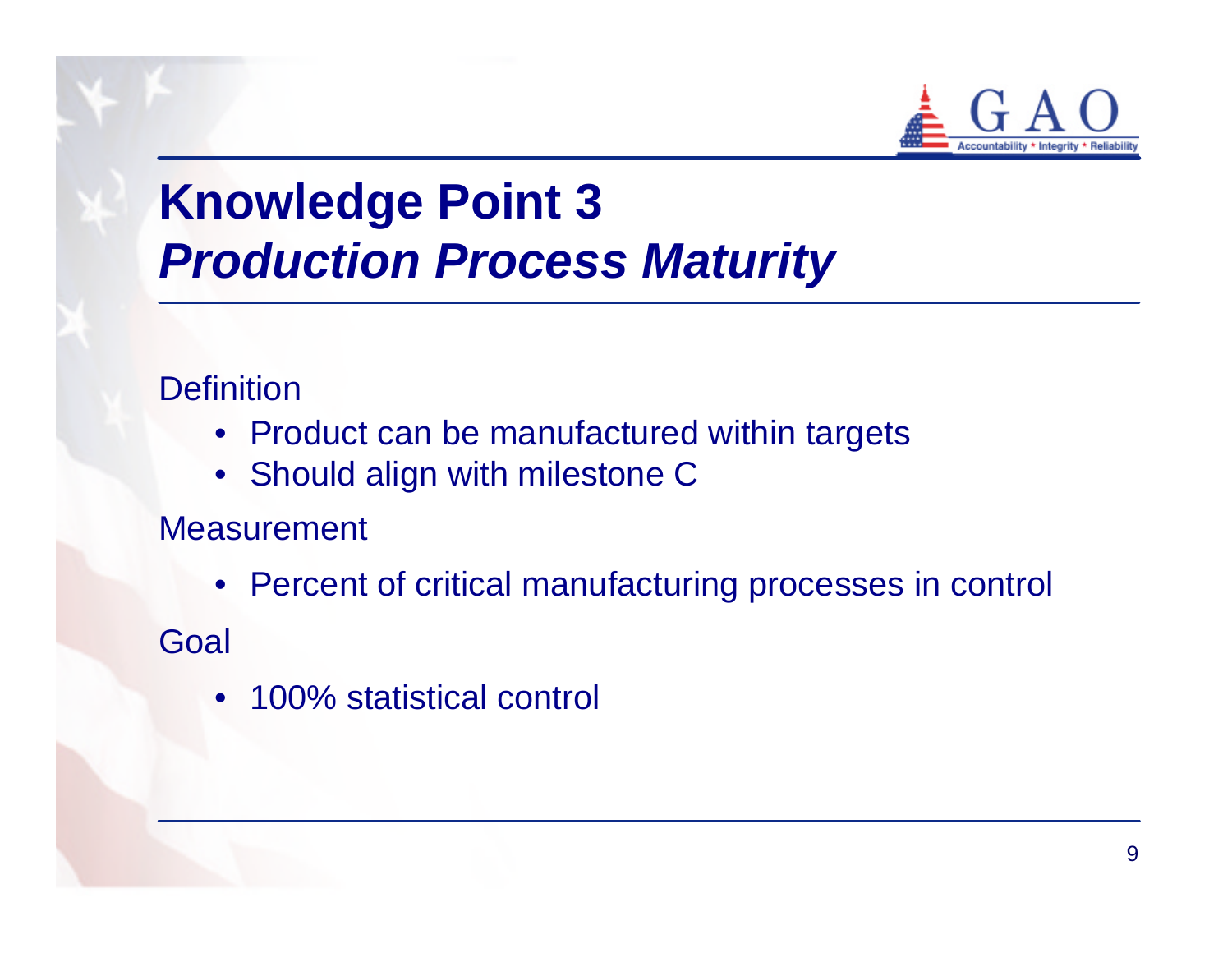# Knowledge Point 3
## *Production Process Maturity*

Definition

- Product can be manufactured within targets
- Should align with milestone C

Measurement

- Percent of critical manufacturing processes in control

Goal

- 100% statistical control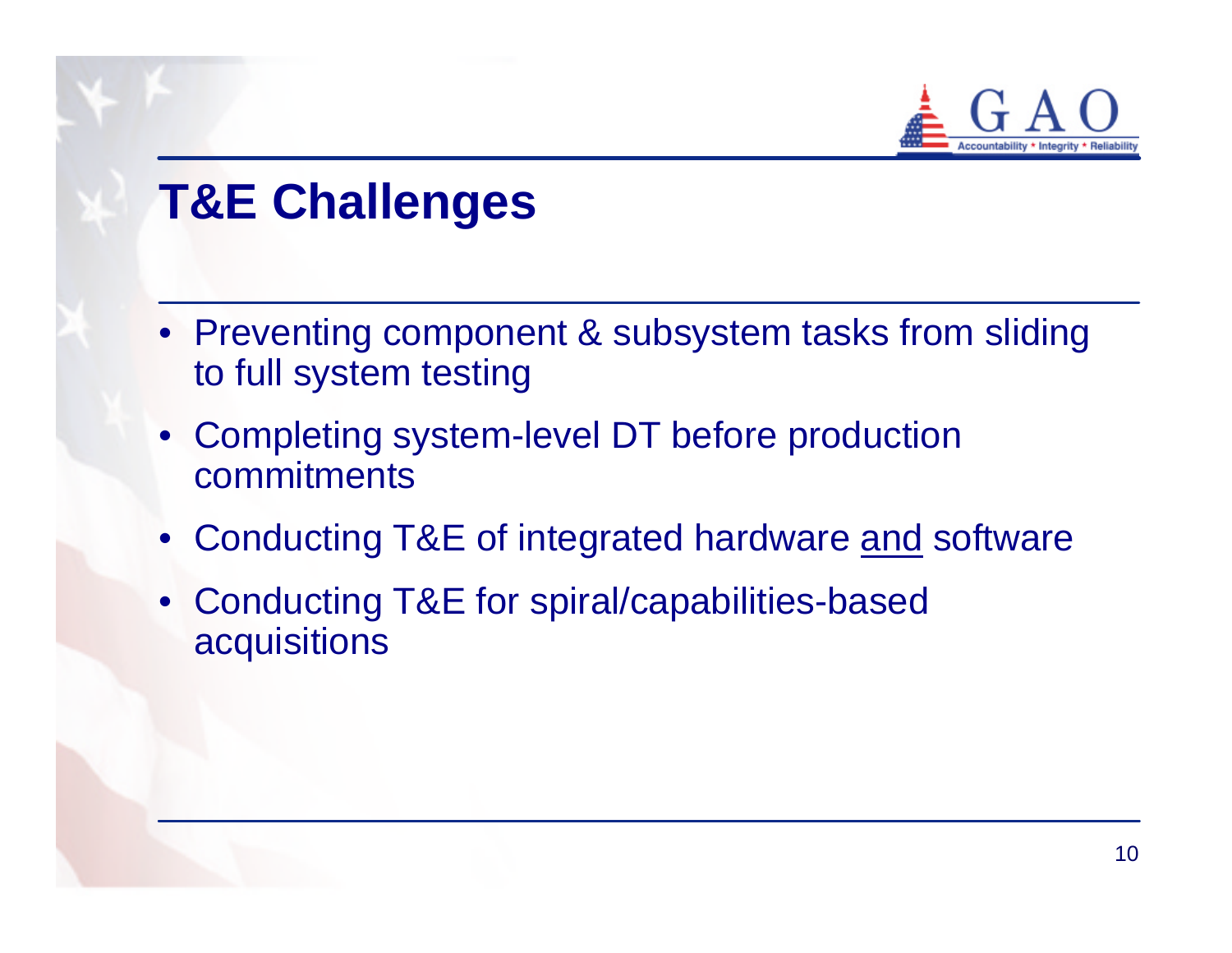# T&E Challenges

- Preventing component & subsystem tasks from sliding to full system testing
- Completing system-level DT before production commitments
- Conducting T&E of integrated hardware <u>and</u> software
- Conducting T&E for spiral/capabilities-based acquisitions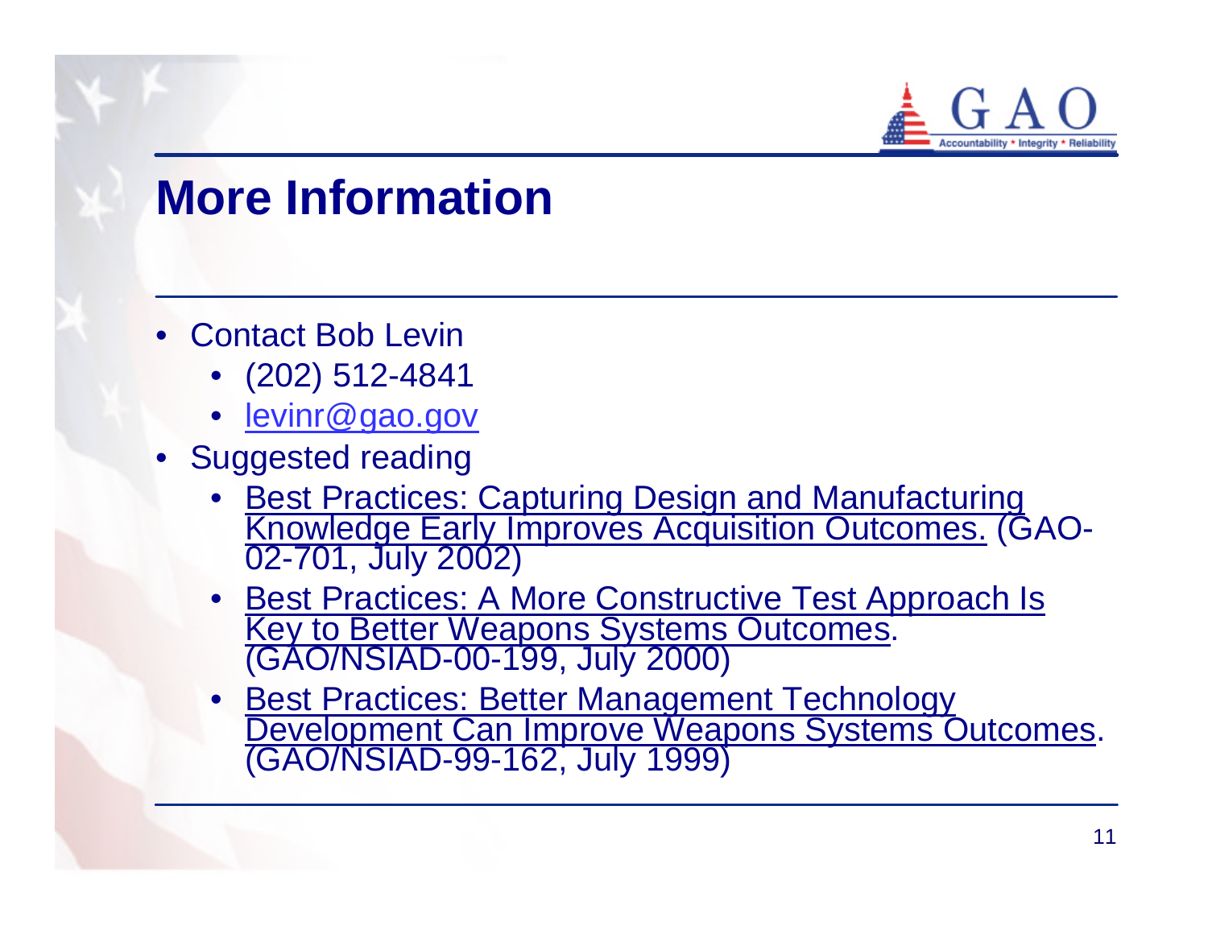# More Information

- Contact Bob Levin
  - (202) 512-4841
  - levinr@gao.gov
- Suggested reading
  - Best Practices: Capturing Design and Manufacturing Knowledge Early Improves Acquisition Outcomes. (GAO-02-701, July 2002)
  - Best Practices: A More Constructive Test Approach Is Key to Better Weapons Systems Outcomes. (GAO/NSIAD-00-199, July 2000)
  - Best Practices: Better Management Technology Development Can Improve Weapons Systems Outcomes. (GAO/NSIAD-99-162, July 1999)